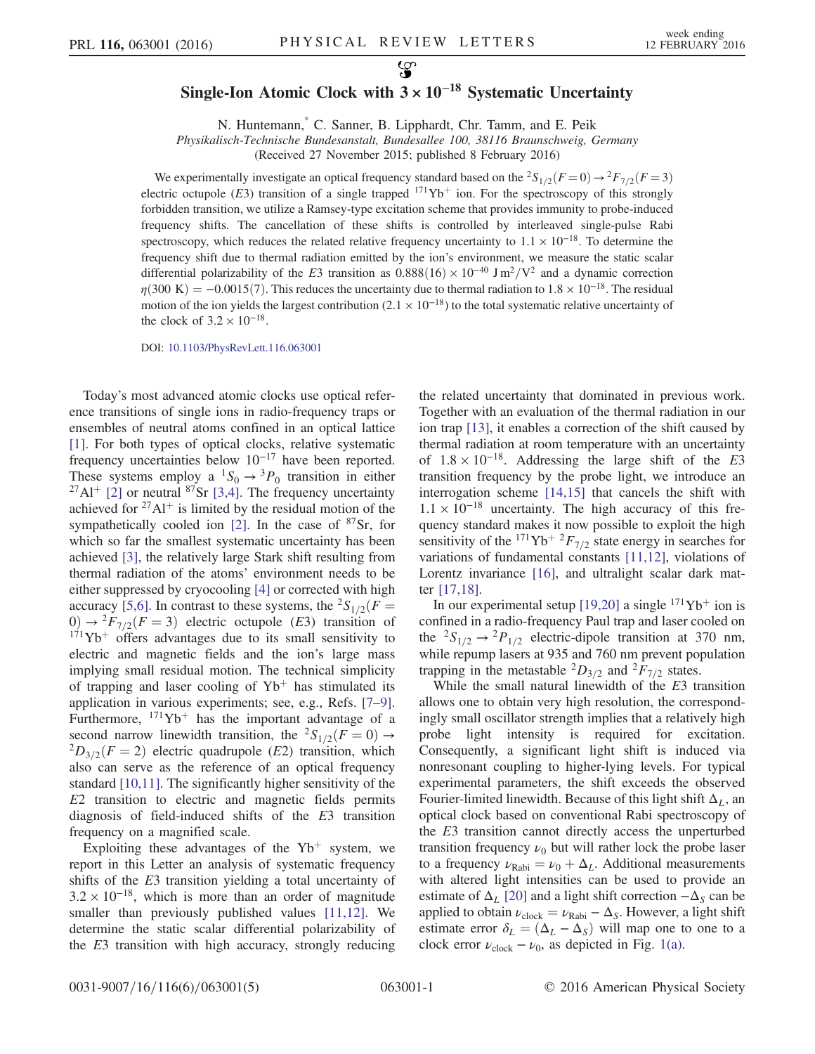# Single-Ion Atomic Clock with $3 \times 10^{-18}$ Systematic Uncertainty

N. Huntemann,* C. Sanner, B. Lipphardt, Chr. Tamm, and E. Peik

*Physikalisch-Technische Bundesanstalt, Bundesallee 100, 38116 Braunschweig, Germany*

(Received 27 November 2015; published 8 February 2016)

We experimentally investigate an optical frequency standard based on the ${}^2S_{1/2}(F=0) \rightarrow {}^2F_{7/2}(F=3)$ electric octupole ($E3$) transition of a single trapped ${}^{171}\mathrm{Yb}^+$ ion. For the spectroscopy of this strongly forbidden transition, we utilize a Ramsey-type excitation scheme that provides immunity to probe-induced frequency shifts. The cancellation of these shifts is controlled by interleaved single-pulse Rabi spectroscopy, which reduces the related relative frequency uncertainty to $1.1 \times 10^{-18}$. To determine the frequency shift due to thermal radiation emitted by the ion's environment, we measure the static scalar differential polarizability of the $E3$ transition as $0.888(16) \times 10^{-40}\ \mathrm{J\,m^2/V^2}$ and a dynamic correction $\eta(300\ \mathrm{K}) = -0.0015(7)$. This reduces the uncertainty due to thermal radiation to $1.8 \times 10^{-18}$. The residual motion of the ion yields the largest contribution ($2.1 \times 10^{-18}$) to the total systematic relative uncertainty of the clock of $3.2 \times 10^{-18}$.

DOI: 10.1103/PhysRevLett.116.063001

Today's most advanced atomic clocks use optical reference transitions of single ions in radio-frequency traps or ensembles of neutral atoms confined in an optical lattice [1]. For both types of optical clocks, relative systematic frequency uncertainties below $10^{-17}$ have been reported. These systems employ a ${}^1S_0 \rightarrow {}^3P_0$ transition in either ${}^{27}\mathrm{Al}^+$ [2] or neutral ${}^{87}\mathrm{Sr}$ [3,4]. The frequency uncertainty achieved for ${}^{27}\mathrm{Al}^+$ is limited by the residual motion of the sympathetically cooled ion [2]. In the case of ${}^{87}\mathrm{Sr}$, for which so far the smallest systematic uncertainty has been achieved [3], the relatively large Stark shift resulting from thermal radiation of the atoms' environment need to be either suppressed by cryocooling [4] or corrected with high accuracy [5,6]. In contrast to these systems, the ${}^2S_{1/2}(F=0) \rightarrow {}^2F_{7/2}(F=3)$ electric octupole ($E3$) transition of ${}^{171}\mathrm{Yb}^+$ offers advantages due to its small sensitivity to electric and magnetic fields and the ion's large mass implying small residual motion. The technical simplicity of trapping and laser cooling of $\mathrm{Yb}^+$ has stimulated its application in various experiments; see, e.g., Refs. [7–9]. Furthermore, ${}^{171}\mathrm{Yb}^+$ has the important advantage of a second narrow linewidth transition, the ${}^2S_{1/2}(F=0) \rightarrow {}^2D_{3/2}(F=2)$ electric quadrupole ($E2$) transition, which also can serve as the reference of an optical frequency standard [10,11]. The significantly higher sensitivity of the $E2$ transition to electric and magnetic fields permits diagnosis of field-induced shifts of the $E3$ transition frequency on a magnified scale.

Exploiting these advantages of the $\mathrm{Yb}^+$ system, we report in this Letter an analysis of systematic frequency shifts of the $E3$ transition yielding a total uncertainty of $3.2 \times 10^{-18}$, which is more than an order of magnitude smaller than previously published values [11,12]. We determine the static scalar differential polarizability of the $E3$ transition with high accuracy, strongly reducing the related uncertainty that dominated in previous work. Together with an evaluation of the thermal radiation in our ion trap [13], it enables a correction of the shift caused by thermal radiation at room temperature with an uncertainty of $1.8 \times 10^{-18}$. Addressing the large shift of the $E3$ transition frequency by the probe light, we introduce an interrogation scheme [14,15] that cancels the shift with $1.1 \times 10^{-18}$ uncertainty. The high accuracy of this frequency standard makes it now possible to exploit the high sensitivity of the ${}^{171}\mathrm{Yb}^+\ {}^2F_{7/2}$ state energy in searches for variations of fundamental constants [11,12], violations of Lorentz invariance [16], and ultralight scalar dark matter [17,18].

In our experimental setup [19,20] a single ${}^{171}\mathrm{Yb}^+$ ion is confined in a radio-frequency Paul trap and laser cooled on the ${}^2S_{1/2} \rightarrow {}^2P_{1/2}$ electric-dipole transition at 370 nm, while repump lasers at 935 and 760 nm prevent population trapping in the metastable ${}^2D_{3/2}$ and ${}^2F_{7/2}$ states.

While the small natural linewidth of the $E3$ transition allows one to obtain very high resolution, the correspondingly small oscillator strength implies that a relatively high probe light intensity is required for excitation. Consequently, a significant light shift is induced via nonresonant coupling to higher-lying levels. For typical experimental parameters, the shift exceeds the observed Fourier-limited linewidth. Because of this light shift $\Delta_L$, an optical clock based on conventional Rabi spectroscopy of the $E3$ transition cannot directly access the unperturbed transition frequency $\nu_0$ but will rather lock the probe laser to a frequency $\nu_{\mathrm{Rabi}} = \nu_0 + \Delta_L$. Additional measurements with altered light intensities can be used to provide an estimate of $\Delta_L$ [20] and a light shift correction $-\Delta_S$ can be applied to obtain $\nu_{\mathrm{clock}} = \nu_{\mathrm{Rabi}} - \Delta_S$. However, a light shift estimate error $\delta_L = (\Delta_L - \Delta_S)$ will map one to one to a clock error $\nu_{\mathrm{clock}} - \nu_0$, as depicted in Fig. 1(a).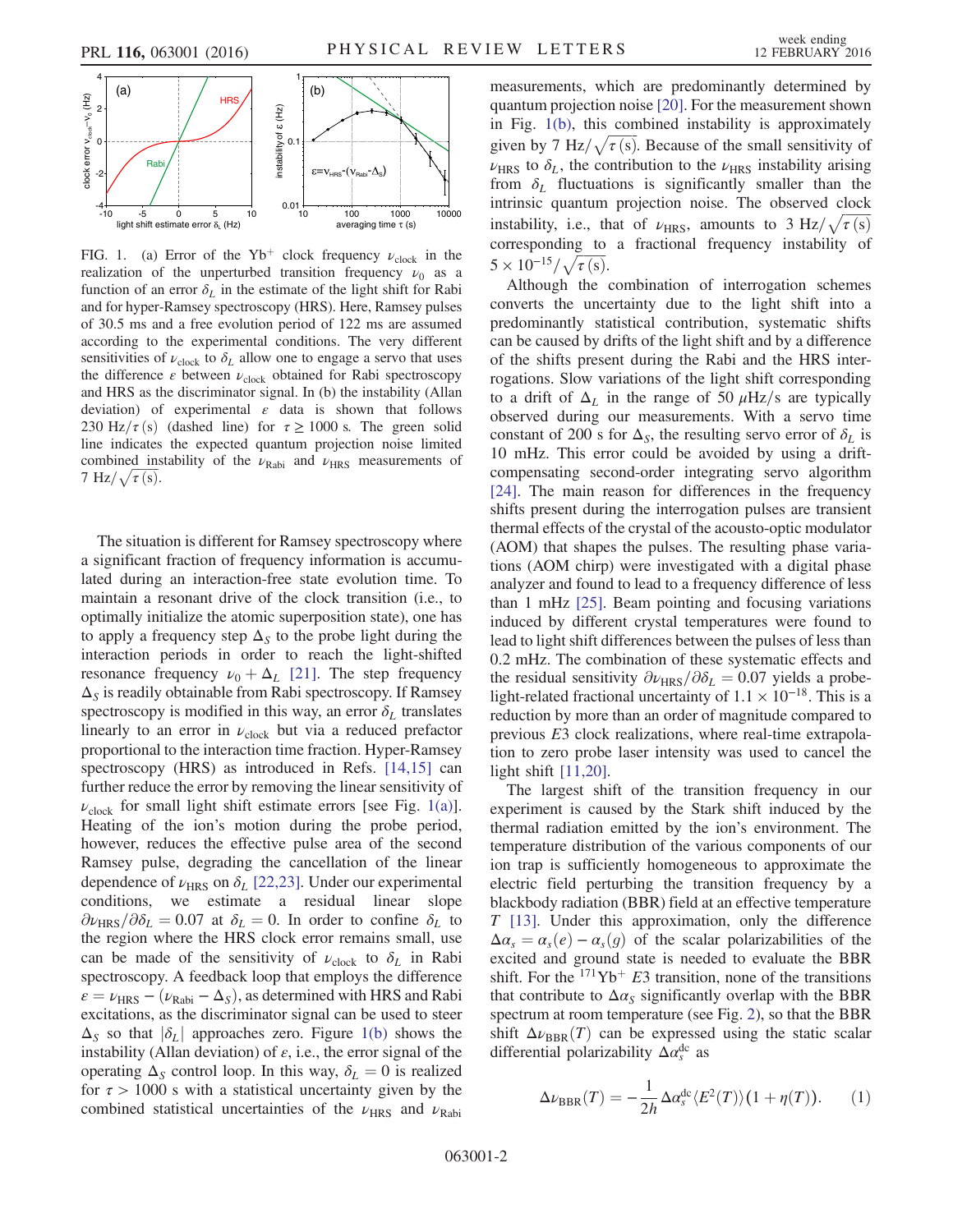FIG. 1. (a) Error of the $\mathrm{Yb}^+$ clock frequency $\nu_{\mathrm{clock}}$ in the realization of the unperturbed transition frequency $\nu_0$ as a function of an error $\delta_L$ in the estimate of the light shift for Rabi and for hyper-Ramsey spectroscopy (HRS). Here, Ramsey pulses of 30.5 ms and a free evolution period of 122 ms are assumed according to the experimental conditions. The very different sensitivities of $\nu_{\mathrm{clock}}$ to $\delta_L$ allow one to engage a servo that uses the difference $\varepsilon$ between $\nu_{\mathrm{clock}}$ obtained for Rabi spectroscopy and HRS as the discriminator signal. In (b) the instability (Allan deviation) of experimental $\varepsilon$ data is shown that follows $230\ \mathrm{Hz}/\tau(\mathrm{s})$ (dashed line) for $\tau \geq 1000$ s. The green solid line indicates the expected quantum projection noise limited combined instability of the $\nu_{\mathrm{Rabi}}$ and $\nu_{\mathrm{HRS}}$ measurements of $7\ \mathrm{Hz}/\sqrt{\tau(\mathrm{s})}$.

The situation is different for Ramsey spectroscopy where a significant fraction of frequency information is accumulated during an interaction-free state evolution time. To maintain a resonant drive of the clock transition (i.e., to optimally initialize the atomic superposition state), one has to apply a frequency step $\Delta_S$ to the probe light during the interaction periods in order to reach the light-shifted resonance frequency $\nu_0 + \Delta_L$ [21]. The step frequency $\Delta_S$ is readily obtainable from Rabi spectroscopy. If Ramsey spectroscopy is modified in this way, an error $\delta_L$ translates linearly to an error in $\nu_{\mathrm{clock}}$ but via a reduced prefactor proportional to the interaction time fraction. Hyper-Ramsey spectroscopy (HRS) as introduced in Refs. [14,15] can further reduce the error by removing the linear sensitivity of $\nu_{\mathrm{clock}}$ for small light shift estimate errors [see Fig. 1(a)]. Heating of the ion's motion during the probe period, however, reduces the effective pulse area of the second Ramsey pulse, degrading the cancellation of the linear dependence of $\nu_{\mathrm{HRS}}$ on $\delta_L$ [22,23]. Under our experimental conditions, we estimate a residual linear slope $\partial\nu_{\mathrm{HRS}}/\partial\delta_L = 0.07$ at $\delta_L = 0$. In order to confine $\delta_L$ to the region where the HRS clock error remains small, use can be made of the sensitivity of $\nu_{\mathrm{clock}}$ to $\delta_L$ in Rabi spectroscopy. A feedback loop that employs the difference $\varepsilon = \nu_{\mathrm{HRS}} - (\nu_{\mathrm{Rabi}} - \Delta_S)$, as determined with HRS and Rabi excitations, as the discriminator signal can be used to steer $\Delta_S$ so that $|\delta_L|$ approaches zero. Figure 1(b) shows the instability (Allan deviation) of $\varepsilon$, i.e., the error signal of the operating $\Delta_S$ control loop. In this way, $\delta_L = 0$ is realized for $\tau > 1000$ s with a statistical uncertainty given by the combined statistical uncertainties of the $\nu_{\mathrm{HRS}}$ and $\nu_{\mathrm{Rabi}}$ measurements, which are predominantly determined by quantum projection noise [20]. For the measurement shown in Fig. 1(b), this combined instability is approximately given by $7\ \mathrm{Hz}/\sqrt{\tau(\mathrm{s})}$. Because of the small sensitivity of $\nu_{\mathrm{HRS}}$ to $\delta_L$, the contribution to the $\nu_{\mathrm{HRS}}$ instability arising from $\delta_L$ fluctuations is significantly smaller than the intrinsic quantum projection noise. The observed clock instability, i.e., that of $\nu_{\mathrm{HRS}}$, amounts to $3\ \mathrm{Hz}/\sqrt{\tau(\mathrm{s})}$ corresponding to a fractional frequency instability of $5 \times 10^{-15}/\sqrt{\tau(\mathrm{s})}$.

Although the combination of interrogation schemes converts the uncertainty due to the light shift into a predominantly statistical contribution, systematic shifts can be caused by drifts of the light shift and by a difference of the shifts present during the Rabi and the HRS interrogations. Slow variations of the light shift corresponding to a drift of $\Delta_L$ in the range of 50 $\mu$Hz/s are typically observed during our measurements. With a servo time constant of 200 s for $\Delta_S$, the resulting servo error of $\delta_L$ is 10 mHz. This error could be avoided by using a drift-compensating second-order integrating servo algorithm [24]. The main reason for differences in the frequency shifts present during the interrogation pulses are transient thermal effects of the crystal of the acousto-optic modulator (AOM) that shapes the pulses. The resulting phase variations (AOM chirp) were investigated with a digital phase analyzer and found to lead to a frequency difference of less than 1 mHz [25]. Beam pointing and focusing variations induced by different crystal temperatures were found to lead to light shift differences between the pulses of less than 0.2 mHz. The combination of these systematic effects and the residual sensitivity $\partial\nu_{\mathrm{HRS}}/\partial\delta_L = 0.07$ yields a probe-light-related fractional uncertainty of $1.1 \times 10^{-18}$. This is a reduction by more than an order of magnitude compared to previous $E3$ clock realizations, where real-time extrapolation to zero probe laser intensity was used to cancel the light shift [11,20].

The largest shift of the transition frequency in our experiment is caused by the Stark shift induced by the thermal radiation emitted by the ion's environment. The temperature distribution of the various components of our ion trap is sufficiently homogeneous to approximate the electric field perturbing the transition frequency by a blackbody radiation (BBR) field at an effective temperature $T$ [13]. Under this approximation, only the difference $\Delta\alpha_s = \alpha_s(e) - \alpha_s(g)$ of the scalar polarizabilities of the excited and ground state is needed to evaluate the BBR shift. For the $^{171}\mathrm{Yb}^+$ $E3$ transition, none of the transitions that contribute to $\Delta\alpha_S$ significantly overlap with the BBR spectrum at room temperature (see Fig. 2), so that the BBR shift $\Delta\nu_{\mathrm{BBR}}(T)$ can be expressed using the static scalar differential polarizability $\Delta\alpha_s^{\mathrm{dc}}$ as

$$\Delta\nu_{\mathrm{BBR}}(T) = -\frac{1}{2h}\Delta\alpha_s^{\mathrm{dc}}\langle E^2(T)\rangle(1 + \eta(T)). \qquad (1)$$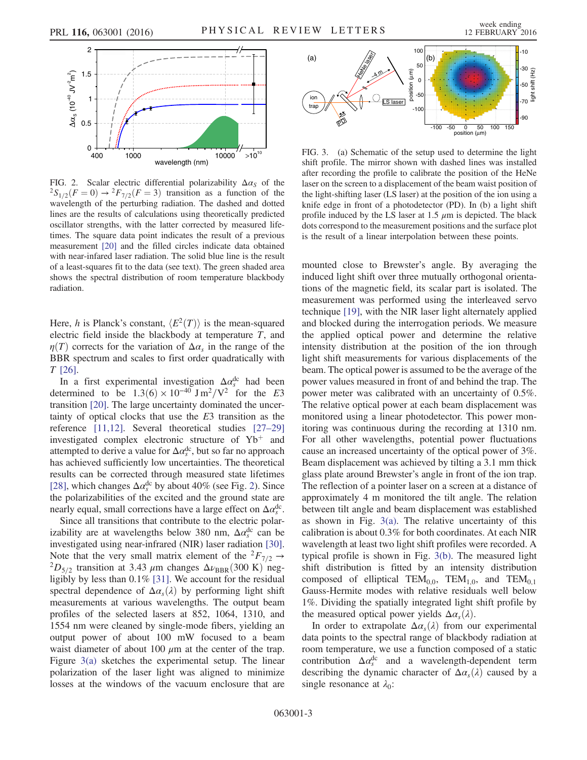FIG. 2. Scalar electric differential polarizability $\Delta\alpha_S$ of the ${}^2S_{1/2}(F=0) \to {}^2F_{7/2}(F=3)$ transition as a function of the wavelength of the perturbing radiation. The dashed and dotted lines are the results of calculations using theoretically predicted oscillator strengths, with the latter corrected by measured lifetimes. The square data point indicates the result of a previous measurement [20] and the filled circles indicate data obtained with near-infared laser radiation. The solid blue line is the result of a least-squares fit to the data (see text). The green shaded area shows the spectral distribution of room temperature blackbody radiation.

Here, $h$ is Planck's constant, $\langle E^2(T)\rangle$ is the mean-squared electric field inside the blackbody at temperature $T$, and $\eta(T)$ corrects for the variation of $\Delta\alpha_s$ in the range of the BBR spectrum and scales to first order quadratically with $T$ [26].

In a first experimental investigation $\Delta\alpha_s^{\mathrm{dc}}$ had been determined to be $1.3(6)\times10^{-40}\ \mathrm{J\,m^2/V^2}$ for the $E3$ transition [20]. The large uncertainty dominated the uncertainty of optical clocks that use the $E3$ transition as the reference [11,12]. Several theoretical studies [27–29] investigated complex electronic structure of $\mathrm{Yb}^+$ and attempted to derive a value for $\Delta\alpha_s^{\mathrm{dc}}$, but so far no approach has achieved sufficiently low uncertainties. The theoretical results can be corrected through measured state lifetimes [28], which changes $\Delta\alpha_s^{\mathrm{dc}}$ by about 40% (see Fig. 2). Since the polarizabilities of the excited and the ground state are nearly equal, small corrections have a large effect on $\Delta\alpha_s^{\mathrm{dc}}$.

Since all transitions that contribute to the electric polarizability are at wavelengths below 380 nm, $\Delta\alpha_s^{\mathrm{dc}}$ can be investigated using near-infrared (NIR) laser radiation [30]. Note that the very small matrix element of the ${}^2F_{7/2} \to {}^2D_{5/2}$ transition at 3.43 $\mu$m changes $\Delta\nu_{\mathrm{BBR}}(300\ \mathrm{K})$ negligibly by less than 0.1% [31]. We account for the residual spectral dependence of $\Delta\alpha_s(\lambda)$ by performing light shift measurements at various wavelengths. The output beam profiles of the selected lasers at 852, 1064, 1310, and 1554 nm were cleaned by single-mode fibers, yielding an output power of about 100 mW focused to a beam waist diameter of about 100 $\mu$m at the center of the trap. Figure 3(a) sketches the experimental setup. The linear polarization of the laser light was aligned to minimize losses at the windows of the vacuum enclosure that are mounted close to Brewster's angle. By averaging the induced light shift over three mutually orthogonal orientations of the magnetic field, its scalar part is isolated. The measurement was performed using the interleaved servo technique [19], with the NIR laser light alternately applied and blocked during the interrogation periods. We measure the applied optical power and determine the relative intensity distribution at the position of the ion through light shift measurements for various displacements of the beam. The optical power is assumed to be the average of the power values measured in front of and behind the trap. The power meter was calibrated with an uncertainty of 0.5%. The relative optical power at each beam displacement was monitored using a linear photodetector. This power monitoring was continuous during the recording at 1310 nm. For all other wavelengths, potential power fluctuations cause an increased uncertainty of the optical power of 3%. Beam displacement was achieved by tilting a 3.1 mm thick glass plate around Brewster's angle in front of the ion trap. The reflection of a pointer laser on a screen at a distance of approximately 4 m monitored the tilt angle. The relation between tilt angle and beam displacement was established as shown in Fig. 3(a). The relative uncertainty of this calibration is about 0.3% for both coordinates. At each NIR wavelength at least two light shift profiles were recorded. A typical profile is shown in Fig. 3(b). The measured light shift distribution is fitted by an intensity distribution composed of elliptical $\mathrm{TEM}_{0,0}$, $\mathrm{TEM}_{1,0}$, and $\mathrm{TEM}_{0,1}$ Gauss-Hermite modes with relative residuals well below 1%. Dividing the spatially integrated light shift profile by the measured optical power yields $\Delta\alpha_s(\lambda)$.

FIG. 3. (a) Schematic of the setup used to determine the light shift profile. The mirror shown with dashed lines was installed after recording the profile to calibrate the position of the HeNe laser on the screen to a displacement of the beam waist position of the light-shifting laser (LS laser) at the position of the ion using a knife edge in front of a photodetector (PD). In (b) a light shift profile induced by the LS laser at 1.5 $\mu$m is depicted. The black dots correspond to the measurement positions and the surface plot is the result of a linear interpolation between these points.

In order to extrapolate $\Delta\alpha_s(\lambda)$ from our experimental data points to the spectral range of blackbody radiation at room temperature, we use a function composed of a static contribution $\Delta\alpha_s^{\mathrm{dc}}$ and a wavelength-dependent term describing the dynamic character of $\Delta\alpha_s(\lambda)$ caused by a single resonance at $\lambda_0$: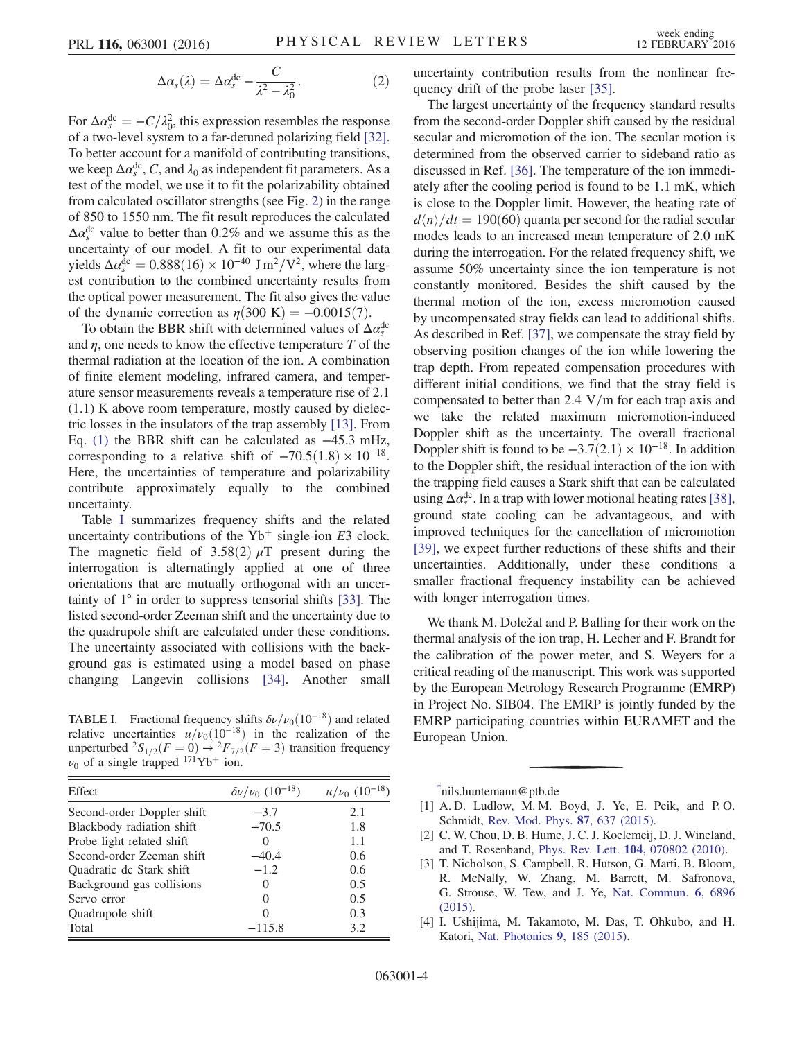$$\Delta\alpha_s(\lambda) = \Delta\alpha_s^{\rm dc} - \frac{C}{\lambda^2 - \lambda_0^2}. \tag{2}$$

For $\Delta\alpha_s^{\rm dc} = -C/\lambda_0^2$, this expression resembles the response of a two-level system to a far-detuned polarizing field [32]. To better account for a manifold of contributing transitions, we keep $\Delta\alpha_s^{\rm dc}$, $C$, and $\lambda_0$ as independent fit parameters. As a test of the model, we use it to fit the polarizability obtained from calculated oscillator strengths (see Fig. 2) in the range of 850 to 1550 nm. The fit result reproduces the calculated $\Delta\alpha_s^{\rm dc}$ value to better than 0.2% and we assume this as the uncertainty of our model. A fit to our experimental data yields $\Delta\alpha_s^{\rm dc} = 0.888(16) \times 10^{-40}\ {\rm J\,m^2/V^2}$, where the largest contribution to the combined uncertainty results from the optical power measurement. The fit also gives the value of the dynamic correction as $\eta(300\ {\rm K}) = -0.0015(7)$.

To obtain the BBR shift with determined values of $\Delta\alpha_s^{\rm dc}$ and $\eta$, one needs to know the effective temperature $T$ of the thermal radiation at the location of the ion. A combination of finite element modeling, infrared camera, and temperature sensor measurements reveals a temperature rise of 2.1 (1.1) K above room temperature, mostly caused by dielectric losses in the insulators of the trap assembly [13]. From Eq. (1) the BBR shift can be calculated as $-45.3$ mHz, corresponding to a relative shift of $-70.5(1.8) \times 10^{-18}$. Here, the uncertainties of temperature and polarizability contribute approximately equally to the combined uncertainty.

Table I summarizes frequency shifts and the related uncertainty contributions of the $\rm Yb^+$ single-ion $E3$ clock. The magnetic field of $3.58(2)\ \mu$T present during the interrogation is alternatingly applied at one of three orientations that are mutually orthogonal with an uncertainty of 1° in order to suppress tensorial shifts [33]. The listed second-order Zeeman shift and the uncertainty due to the quadrupole shift are calculated under these conditions. The uncertainty associated with collisions with the background gas is estimated using a model based on phase changing Langevin collisions [34]. Another small uncertainty contribution results from the nonlinear frequency drift of the probe laser [35].

TABLE I. Fractional frequency shifts $\delta\nu/\nu_0(10^{-18})$ and related relative uncertainties $u/\nu_0(10^{-18})$ in the realization of the unperturbed $^2S_{1/2}(F=0) \to {}^2F_{7/2}(F=3)$ transition frequency $\nu_0$ of a single trapped $^{171}\rm Yb^+$ ion.

| Effect | $\delta\nu/\nu_0$ $(10^{-18})$ | $u/\nu_0$ $(10^{-18})$ |
|---|---|---|
| Second-order Doppler shift | $-3.7$ | 2.1 |
| Blackbody radiation shift | $-70.5$ | 1.8 |
| Probe light related shift | 0 | 1.1 |
| Second-order Zeeman shift | $-40.4$ | 0.6 |
| Quadratic dc Stark shift | $-1.2$ | 0.6 |
| Background gas collisions | 0 | 0.5 |
| Servo error | 0 | 0.5 |
| Quadrupole shift | 0 | 0.3 |
| Total | $-115.8$ | 3.2 |

The largest uncertainty of the frequency standard results from the second-order Doppler shift caused by the residual secular and micromotion of the ion. The secular motion is determined from the observed carrier to sideband ratio as discussed in Ref. [36]. The temperature of the ion immediately after the cooling period is found to be 1.1 mK, which is close to the Doppler limit. However, the heating rate of $d\langle n\rangle/dt = 190(60)$ quanta per second for the radial secular modes leads to an increased mean temperature of 2.0 mK during the interrogation. For the related frequency shift, we assume 50% uncertainty since the ion temperature is not constantly monitored. Besides the shift caused by the thermal motion of the ion, excess micromotion caused by uncompensated stray fields can lead to additional shifts. As described in Ref. [37], we compensate the stray field by observing position changes of the ion while lowering the trap depth. From repeated compensation procedures with different initial conditions, we find that the stray field is compensated to better than 2.4 V/m for each trap axis and we take the related maximum micromotion-induced Doppler shift as the uncertainty. The overall fractional Doppler shift is found to be $-3.7(2.1) \times 10^{-18}$. In addition to the Doppler shift, the residual interaction of the ion with the trapping field causes a Stark shift that can be calculated using $\Delta\alpha_s^{\rm dc}$. In a trap with lower motional heating rates [38], ground state cooling can be advantageous, and with improved techniques for the cancellation of micromotion [39], we expect further reductions of these shifts and their uncertainties. Additionally, under these conditions a smaller fractional frequency instability can be achieved with longer interrogation times.

We thank M. Doležal and P. Balling for their work on the thermal analysis of the ion trap, H. Lecher and F. Brandt for the calibration of the power meter, and S. Weyers for a critical reading of the manuscript. This work was supported by the European Metrology Research Programme (EMRP) in Project No. SIB04. The EMRP is jointly funded by the EMRP participating countries within EURAMET and the European Union.

---

[*] nils.huntemann@ptb.de

[1] A. D. Ludlow, M. M. Boyd, J. Ye, E. Peik, and P. O. Schmidt, Rev. Mod. Phys. **87**, 637 (2015).

[2] C. W. Chou, D. B. Hume, J. C. J. Koelemeij, D. J. Wineland, and T. Rosenband, Phys. Rev. Lett. **104**, 070802 (2010).

[3] T. Nicholson, S. Campbell, R. Hutson, G. Marti, B. Bloom, R. McNally, W. Zhang, M. Barrett, M. Safronova, G. Strouse, W. Tew, and J. Ye, Nat. Commun. **6**, 6896 (2015).

[4] I. Ushijima, M. Takamoto, M. Das, T. Ohkubo, and H. Katori, Nat. Photonics **9**, 185 (2015).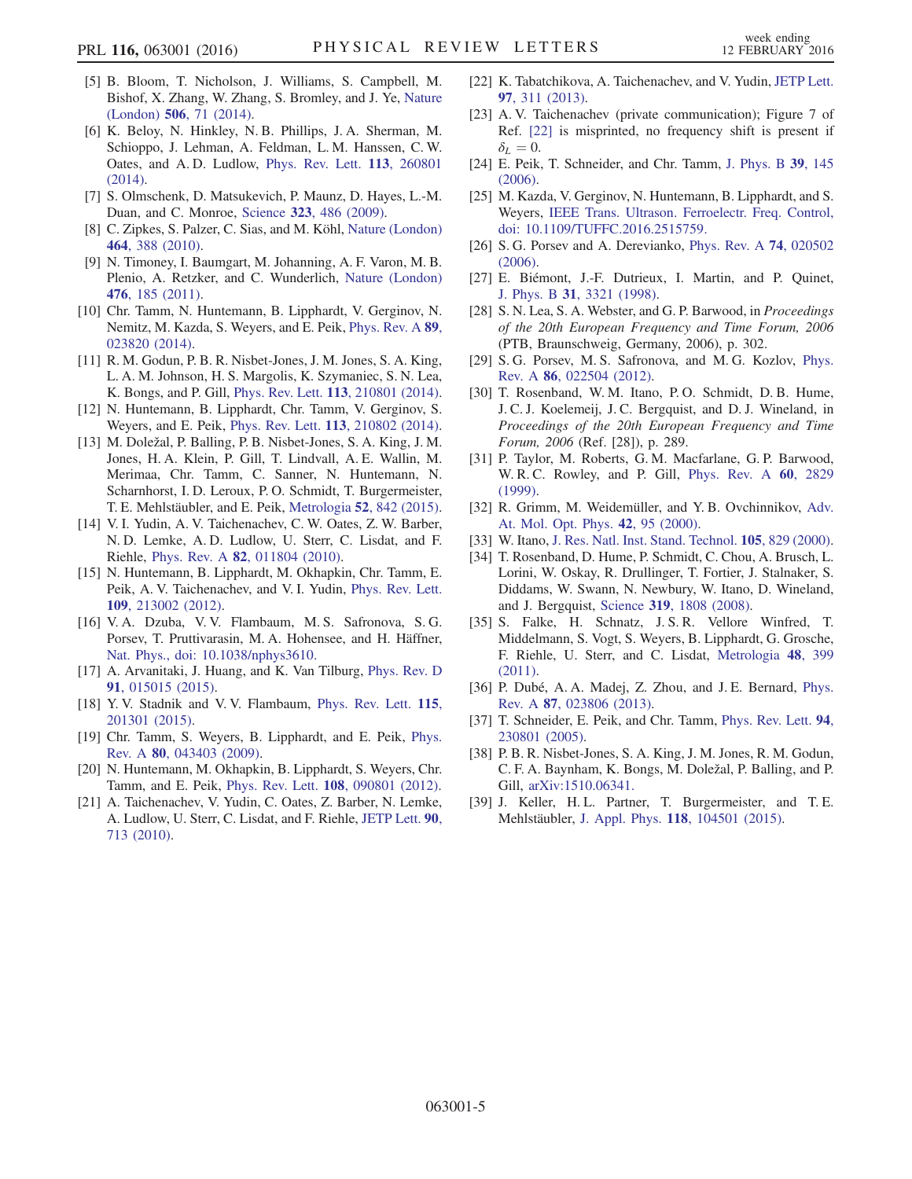[5] B. Bloom, T. Nicholson, J. Williams, S. Campbell, M. Bishof, X. Zhang, W. Zhang, S. Bromley, and J. Ye, Nature (London) **506**, 71 (2014).

[6] K. Beloy, N. Hinkley, N. B. Phillips, J. A. Sherman, M. Schioppo, J. Lehman, A. Feldman, L. M. Hanssen, C. W. Oates, and A. D. Ludlow, Phys. Rev. Lett. **113**, 260801 (2014).

[7] S. Olmschenk, D. Matsukevich, P. Maunz, D. Hayes, L.-M. Duan, and C. Monroe, Science **323**, 486 (2009).

[8] C. Zipkes, S. Palzer, C. Sias, and M. Köhl, Nature (London) **464**, 388 (2010).

[9] N. Timoney, I. Baumgart, M. Johanning, A. F. Varon, M. B. Plenio, A. Retzker, and C. Wunderlich, Nature (London) **476**, 185 (2011).

[10] Chr. Tamm, N. Huntemann, B. Lipphardt, V. Gerginov, N. Nemitz, M. Kazda, S. Weyers, and E. Peik, Phys. Rev. A **89**, 023820 (2014).

[11] R. M. Godun, P. B. R. Nisbet-Jones, J. M. Jones, S. A. King, L. A. M. Johnson, H. S. Margolis, K. Szymaniec, S. N. Lea, K. Bongs, and P. Gill, Phys. Rev. Lett. **113**, 210801 (2014).

[12] N. Huntemann, B. Lipphardt, Chr. Tamm, V. Gerginov, S. Weyers, and E. Peik, Phys. Rev. Lett. **113**, 210802 (2014).

[13] M. Doležal, P. Balling, P. B. Nisbet-Jones, S. A. King, J. M. Jones, H. A. Klein, P. Gill, T. Lindvall, A. E. Wallin, M. Merimaa, Chr. Tamm, C. Sanner, N. Huntemann, N. Scharnhorst, I. D. Leroux, P. O. Schmidt, T. Burgermeister, T. E. Mehlstäubler, and E. Peik, Metrologia **52**, 842 (2015).

[14] V. I. Yudin, A. V. Taichenachev, C. W. Oates, Z. W. Barber, N. D. Lemke, A. D. Ludlow, U. Sterr, C. Lisdat, and F. Riehle, Phys. Rev. A **82**, 011804 (2010).

[15] N. Huntemann, B. Lipphardt, M. Okhapkin, Chr. Tamm, E. Peik, A. V. Taichenachev, and V. I. Yudin, Phys. Rev. Lett. **109**, 213002 (2012).

[16] V. A. Dzuba, V. V. Flambaum, M. S. Safronova, S. G. Porsev, T. Pruttivarasin, M. A. Hohensee, and H. Häffner, Nat. Phys., doi: 10.1038/nphys3610.

[17] A. Arvanitaki, J. Huang, and K. Van Tilburg, Phys. Rev. D **91**, 015015 (2015).

[18] Y. V. Stadnik and V. V. Flambaum, Phys. Rev. Lett. **115**, 201301 (2015).

[19] Chr. Tamm, S. Weyers, B. Lipphardt, and E. Peik, Phys. Rev. A **80**, 043403 (2009).

[20] N. Huntemann, M. Okhapkin, B. Lipphardt, S. Weyers, Chr. Tamm, and E. Peik, Phys. Rev. Lett. **108**, 090801 (2012).

[21] A. Taichenachev, V. Yudin, C. Oates, Z. Barber, N. Lemke, A. Ludlow, U. Sterr, C. Lisdat, and F. Riehle, JETP Lett. **90**, 713 (2010).

[22] K. Tabatchikova, A. Taichenachev, and V. Yudin, JETP Lett. **97**, 311 (2013).

[23] A. V. Taichenachev (private communication); Figure 7 of Ref. [22] is misprinted, no frequency shift is present if $\delta_L = 0$.

[24] E. Peik, T. Schneider, and Chr. Tamm, J. Phys. B **39**, 145 (2006).

[25] M. Kazda, V. Gerginov, N. Huntemann, B. Lipphardt, and S. Weyers, IEEE Trans. Ultrason. Ferroelectr. Freq. Control, doi: 10.1109/TUFFC.2016.2515759.

[26] S. G. Porsev and A. Derevianko, Phys. Rev. A **74**, 020502 (2006).

[27] E. Biémont, J.-F. Dutrieux, I. Martin, and P. Quinet, J. Phys. B **31**, 3321 (1998).

[28] S. N. Lea, S. A. Webster, and G. P. Barwood, in *Proceedings of the 20th European Frequency and Time Forum, 2006* (PTB, Braunschweig, Germany, 2006), p. 302.

[29] S. G. Porsev, M. S. Safronova, and M. G. Kozlov, Phys. Rev. A **86**, 022504 (2012).

[30] T. Rosenband, W. M. Itano, P. O. Schmidt, D. B. Hume, J. C. J. Koelemeij, J. C. Bergquist, and D. J. Wineland, in *Proceedings of the 20th European Frequency and Time Forum, 2006* (Ref. [28]), p. 289.

[31] P. Taylor, M. Roberts, G. M. Macfarlane, G. P. Barwood, W. R. C. Rowley, and P. Gill, Phys. Rev. A **60**, 2829 (1999).

[32] R. Grimm, M. Weidemüller, and Y. B. Ovchinnikov, Adv. At. Mol. Opt. Phys. **42**, 95 (2000).

[33] W. Itano, J. Res. Natl. Inst. Stand. Technol. **105**, 829 (2000).

[34] T. Rosenband, D. Hume, P. Schmidt, C. Chou, A. Brusch, L. Lorini, W. Oskay, R. Drullinger, T. Fortier, J. Stalnaker, S. Diddams, W. Swann, N. Newbury, W. Itano, D. Wineland, and J. Bergquist, Science **319**, 1808 (2008).

[35] S. Falke, H. Schnatz, J. S. R. Vellore Winfred, T. Middelmann, S. Vogt, S. Weyers, B. Lipphardt, G. Grosche, F. Riehle, U. Sterr, and C. Lisdat, Metrologia **48**, 399 (2011).

[36] P. Dubé, A. A. Madej, Z. Zhou, and J. E. Bernard, Phys. Rev. A **87**, 023806 (2013).

[37] T. Schneider, E. Peik, and Chr. Tamm, Phys. Rev. Lett. **94**, 230801 (2005).

[38] P. B. R. Nisbet-Jones, S. A. King, J. M. Jones, R. M. Godun, C. F. A. Baynham, K. Bongs, M. Doležal, P. Balling, and P. Gill, arXiv:1510.06341.

[39] J. Keller, H. L. Partner, T. Burgermeister, and T. E. Mehlstäubler, J. Appl. Phys. **118**, 104501 (2015).